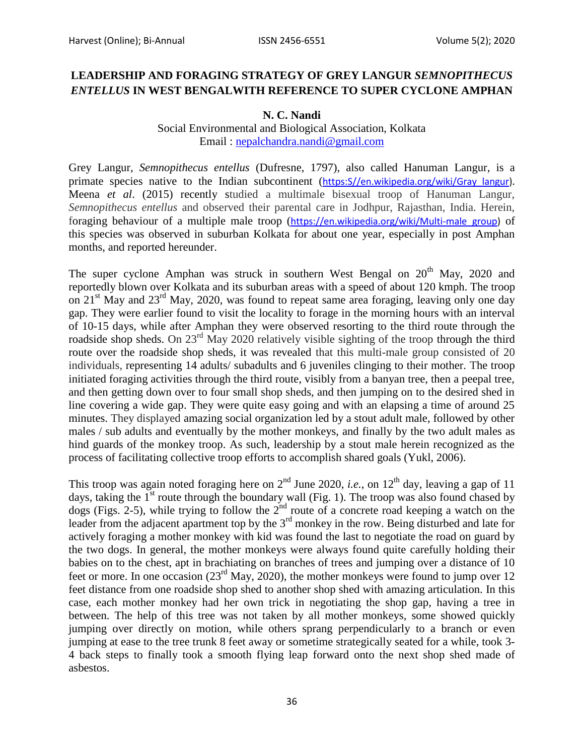# LEADERSHIP AND FORAGING STRATEGY OF GREY LANGUR *SEMNOPITHECUS ENTELLUS* IN WEST BENGALWITH REFERENCE TO SUPER CYCLONE AMPHAN

**N. C. Nandi**

Social Environmental and Biological Association, Kolkata
Email : nepalchandra.nandi@gmail.com

Grey Langur, *Semnopithecus entellus* (Dufresne, 1797), also called Hanuman Langur, is a primate species native to the Indian subcontinent (https:S//en.wikipedia.org/wiki/Gray_langur). Meena *et al*. (2015) recently studied a multimale bisexual troop of Hanuman Langur, *Semnopithecus entellus* and observed their parental care in Jodhpur, Rajasthan, India. Herein, foraging behaviour of a multiple male troop (https://en.wikipedia.org/wiki/Multi-male_group) of this species was observed in suburban Kolkata for about one year, especially in post Amphan months, and reported hereunder.

The super cyclone Amphan was struck in southern West Bengal on 20th May, 2020 and reportedly blown over Kolkata and its suburban areas with a speed of about 120 kmph. The troop on 21st May and 23rd May, 2020, was found to repeat same area foraging, leaving only one day gap. They were earlier found to visit the locality to forage in the morning hours with an interval of 10-15 days, while after Amphan they were observed resorting to the third route through the roadside shop sheds. On 23rd May 2020 relatively visible sighting of the troop through the third route over the roadside shop sheds, it was revealed that this multi-male group consisted of 20 individuals, representing 14 adults/ subadults and 6 juveniles clinging to their mother. The troop initiated foraging activities through the third route, visibly from a banyan tree, then a peepal tree, and then getting down over to four small shop sheds, and then jumping on to the desired shed in line covering a wide gap. They were quite easy going and with an elapsing a time of around 25 minutes. They displayed amazing social organization led by a stout adult male, followed by other males / sub adults and eventually by the mother monkeys, and finally by the two adult males as hind guards of the monkey troop. As such, leadership by a stout male herein recognized as the process of facilitating collective troop efforts to accomplish shared goals (Yukl, 2006).

This troop was again noted foraging here on 2nd June 2020, *i.e.*, on 12th day, leaving a gap of 11 days, taking the 1st route through the boundary wall (Fig. 1). The troop was also found chased by dogs (Figs. 2-5), while trying to follow the 2nd route of a concrete road keeping a watch on the leader from the adjacent apartment top by the 3rd monkey in the row. Being disturbed and late for actively foraging a mother monkey with kid was found the last to negotiate the road on guard by the two dogs. In general, the mother monkeys were always found quite carefully holding their babies on to the chest, apt in brachiating on branches of trees and jumping over a distance of 10 feet or more. In one occasion (23rd May, 2020), the mother monkeys were found to jump over 12 feet distance from one roadside shop shed to another shop shed with amazing articulation. In this case, each mother monkey had her own trick in negotiating the shop gap, having a tree in between. The help of this tree was not taken by all mother monkeys, some showed quickly jumping over directly on motion, while others sprang perpendicularly to a branch or even jumping at ease to the tree trunk 8 feet away or sometime strategically seated for a while, took 3-4 back steps to finally took a smooth flying leap forward onto the next shop shed made of asbestos.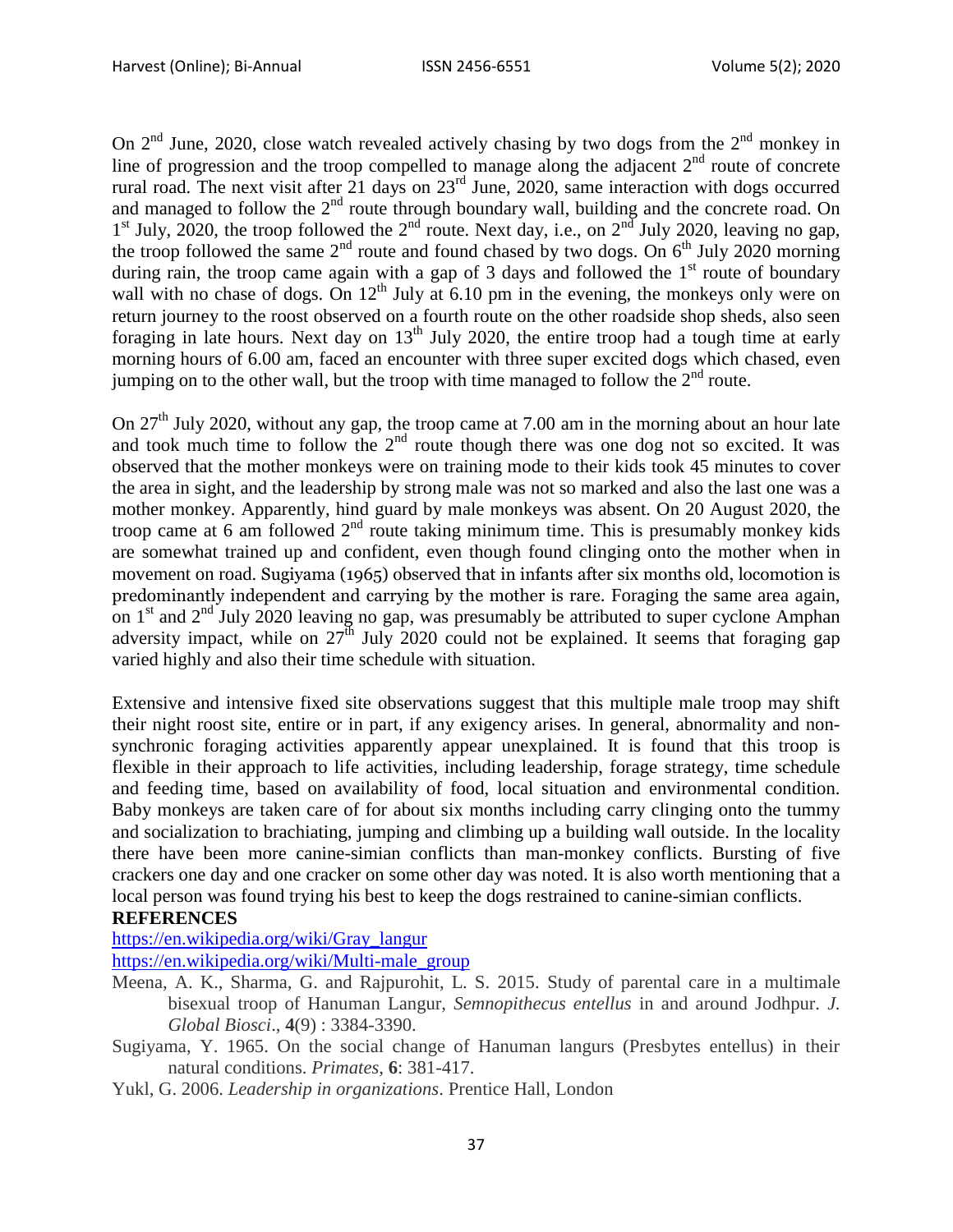On 2nd June, 2020, close watch revealed actively chasing by two dogs from the 2nd monkey in line of progression and the troop compelled to manage along the adjacent 2nd route of concrete rural road. The next visit after 21 days on 23rd June, 2020, same interaction with dogs occurred and managed to follow the 2nd route through boundary wall, building and the concrete road. On 1st July, 2020, the troop followed the 2nd route. Next day, i.e., on 2nd July 2020, leaving no gap, the troop followed the same 2nd route and found chased by two dogs. On 6th July 2020 morning during rain, the troop came again with a gap of 3 days and followed the 1st route of boundary wall with no chase of dogs. On 12th July at 6.10 pm in the evening, the monkeys only were on return journey to the roost observed on a fourth route on the other roadside shop sheds, also seen foraging in late hours. Next day on 13th July 2020, the entire troop had a tough time at early morning hours of 6.00 am, faced an encounter with three super excited dogs which chased, even jumping on to the other wall, but the troop with time managed to follow the 2nd route.

On 27th July 2020, without any gap, the troop came at 7.00 am in the morning about an hour late and took much time to follow the 2nd route though there was one dog not so excited. It was observed that the mother monkeys were on training mode to their kids took 45 minutes to cover the area in sight, and the leadership by strong male was not so marked and also the last one was a mother monkey. Apparently, hind guard by male monkeys was absent. On 20 August 2020, the troop came at 6 am followed 2nd route taking minimum time. This is presumably monkey kids are somewhat trained up and confident, even though found clinging onto the mother when in movement on road. Sugiyama (1965) observed that in infants after six months old, locomotion is predominantly independent and carrying by the mother is rare. Foraging the same area again, on 1st and 2nd July 2020 leaving no gap, was presumably be attributed to super cyclone Amphan adversity impact, while on 27th July 2020 could not be explained. It seems that foraging gap varied highly and also their time schedule with situation.

Extensive and intensive fixed site observations suggest that this multiple male troop may shift their night roost site, entire or in part, if any exigency arises. In general, abnormality and non-synchronic foraging activities apparently appear unexplained. It is found that this troop is flexible in their approach to life activities, including leadership, forage strategy, time schedule and feeding time, based on availability of food, local situation and environmental condition. Baby monkeys are taken care of for about six months including carry clinging onto the tummy and socialization to brachiating, jumping and climbing up a building wall outside. In the locality there have been more canine-simian conflicts than man-monkey conflicts. Bursting of five crackers one day and one cracker on some other day was noted. It is also worth mentioning that a local person was found trying his best to keep the dogs restrained to canine-simian conflicts.

**REFERENCES**

https://en.wikipedia.org/wiki/Gray_langur

https://en.wikipedia.org/wiki/Multi-male_group

Meena, A. K., Sharma, G. and Rajpurohit, L. S. 2015. Study of parental care in a multimale bisexual troop of Hanuman Langur, *Semnopithecus entellus* in and around Jodhpur. *J. Global Biosci*., **4**(9) : 3384-3390.

Sugiyama, Y. 1965. On the social change of Hanuman langurs (Presbytes entellus) in their natural conditions. *Primates*, **6**: 381-417.

Yukl, G. 2006. *Leadership in organizations*. Prentice Hall, London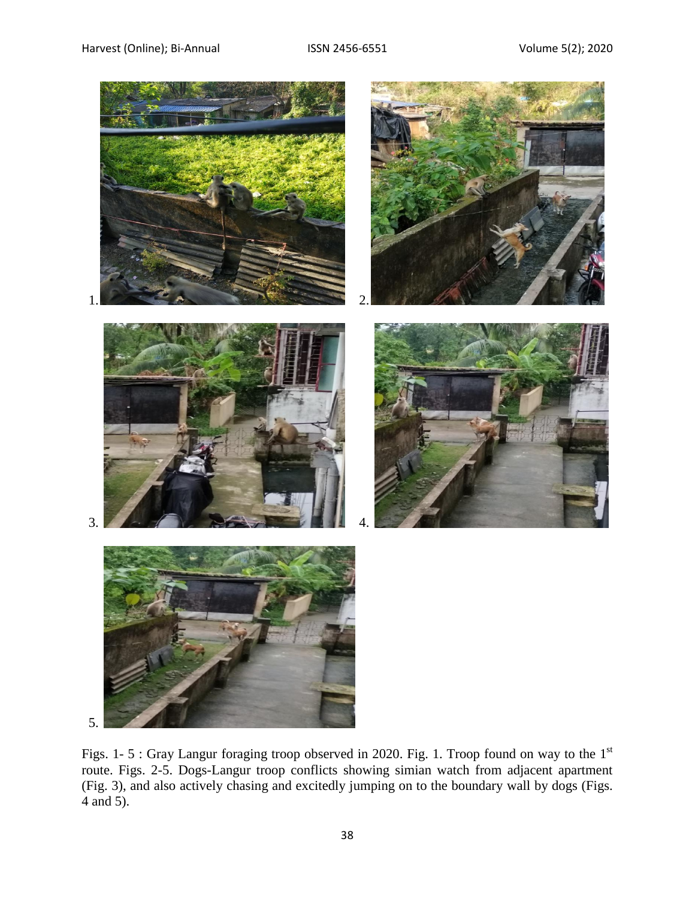1.

2.

3.

4.

5.

Figs. 1- 5 : Gray Langur foraging troop observed in 2020. Fig. 1. Troop found on way to the 1st route. Figs. 2-5. Dogs-Langur troop conflicts showing simian watch from adjacent apartment (Fig. 3), and also actively chasing and excitedly jumping on to the boundary wall by dogs (Figs. 4 and 5).